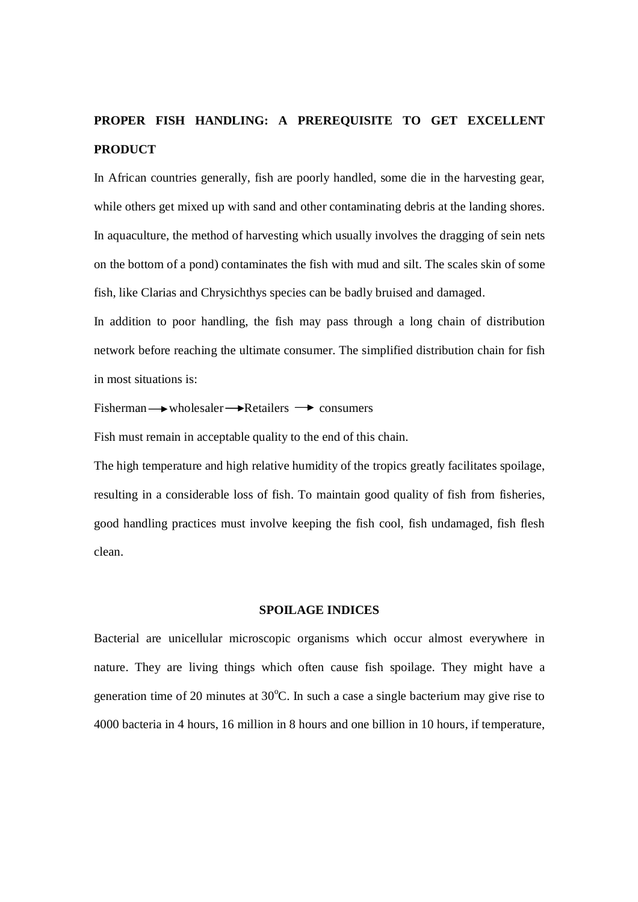## PROPER FISH HANDLING: A PREREQUISITE TO GET EXCELLENT PRODUCT

In African countries generally, fish are poorly handled, some die in the harvesting gear, while others get mixed up with sand and other contaminating debris at the landing shores. In aquaculture, the method of harvesting which usually involves the dragging of sein nets on the bottom of a pond) contaminates the fish with mud and silt. The scales skin of some fish, like Clarias and Chrysichthys species can be badly bruised and damaged.

In addition to poor handling, the fish may pass through a long chain of distribution network before reaching the ultimate consumer. The simplified distribution chain for fish in most situations is:

Fisherman → wholesaler → Retailers → consumers

Fish must remain in acceptable quality to the end of this chain.

The high temperature and high relative humidity of the tropics greatly facilitates spoilage, resulting in a considerable loss of fish. To maintain good quality of fish from fisheries, good handling practices must involve keeping the fish cool, fish undamaged, fish flesh clean.

## SPOILAGE INDICES

Bacterial are unicellular microscopic organisms which occur almost everywhere in nature. They are living things which often cause fish spoilage. They might have a generation time of 20 minutes at $30^{o}C$. In such a case a single bacterium may give rise to 4000 bacteria in 4 hours, 16 million in 8 hours and one billion in 10 hours, if temperature,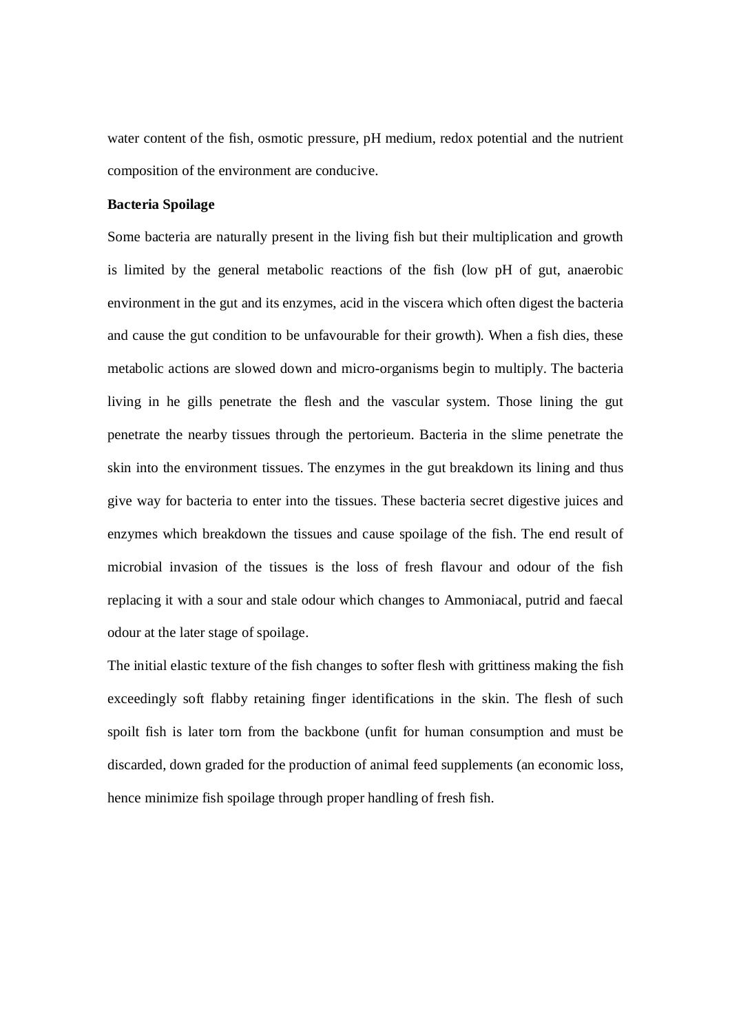water content of the fish, osmotic pressure, pH medium, redox potential and the nutrient composition of the environment are conducive.

**Bacteria Spoilage**

Some bacteria are naturally present in the living fish but their multiplication and growth is limited by the general metabolic reactions of the fish (low pH of gut, anaerobic environment in the gut and its enzymes, acid in the viscera which often digest the bacteria and cause the gut condition to be unfavourable for their growth). When a fish dies, these metabolic actions are slowed down and micro-organisms begin to multiply. The bacteria living in he gills penetrate the flesh and the vascular system. Those lining the gut penetrate the nearby tissues through the pertorieum. Bacteria in the slime penetrate the skin into the environment tissues. The enzymes in the gut breakdown its lining and thus give way for bacteria to enter into the tissues. These bacteria secret digestive juices and enzymes which breakdown the tissues and cause spoilage of the fish. The end result of microbial invasion of the tissues is the loss of fresh flavour and odour of the fish replacing it with a sour and stale odour which changes to Ammoniacal, putrid and faecal odour at the later stage of spoilage.

The initial elastic texture of the fish changes to softer flesh with grittiness making the fish exceedingly soft flabby retaining finger identifications in the skin. The flesh of such spoilt fish is later torn from the backbone (unfit for human consumption and must be discarded, down graded for the production of animal feed supplements (an economic loss, hence minimize fish spoilage through proper handling of fresh fish.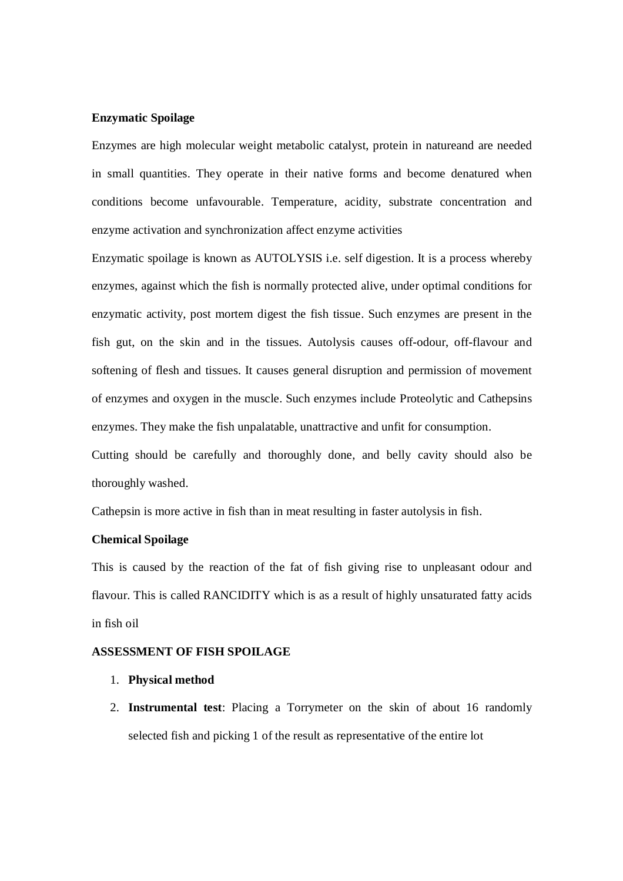**Enzymatic Spoilage**

Enzymes are high molecular weight metabolic catalyst, protein in natureand are needed in small quantities. They operate in their native forms and become denatured when conditions become unfavourable. Temperature, acidity, substrate concentration and enzyme activation and synchronization affect enzyme activities

Enzymatic spoilage is known as AUTOLYSIS i.e. self digestion. It is a process whereby enzymes, against which the fish is normally protected alive, under optimal conditions for enzymatic activity, post mortem digest the fish tissue. Such enzymes are present in the fish gut, on the skin and in the tissues. Autolysis causes off-odour, off-flavour and softening of flesh and tissues. It causes general disruption and permission of movement of enzymes and oxygen in the muscle. Such enzymes include Proteolytic and Cathepsins enzymes. They make the fish unpalatable, unattractive and unfit for consumption.

Cutting should be carefully and thoroughly done, and belly cavity should also be thoroughly washed.

Cathepsin is more active in fish than in meat resulting in faster autolysis in fish.

**Chemical Spoilage**

This is caused by the reaction of the fat of fish giving rise to unpleasant odour and flavour. This is called RANCIDITY which is as a result of highly unsaturated fatty acids in fish oil

**ASSESSMENT OF FISH SPOILAGE**

1. **Physical method**
2. **Instrumental test**: Placing a Torrymeter on the skin of about 16 randomly selected fish and picking 1 of the result as representative of the entire lot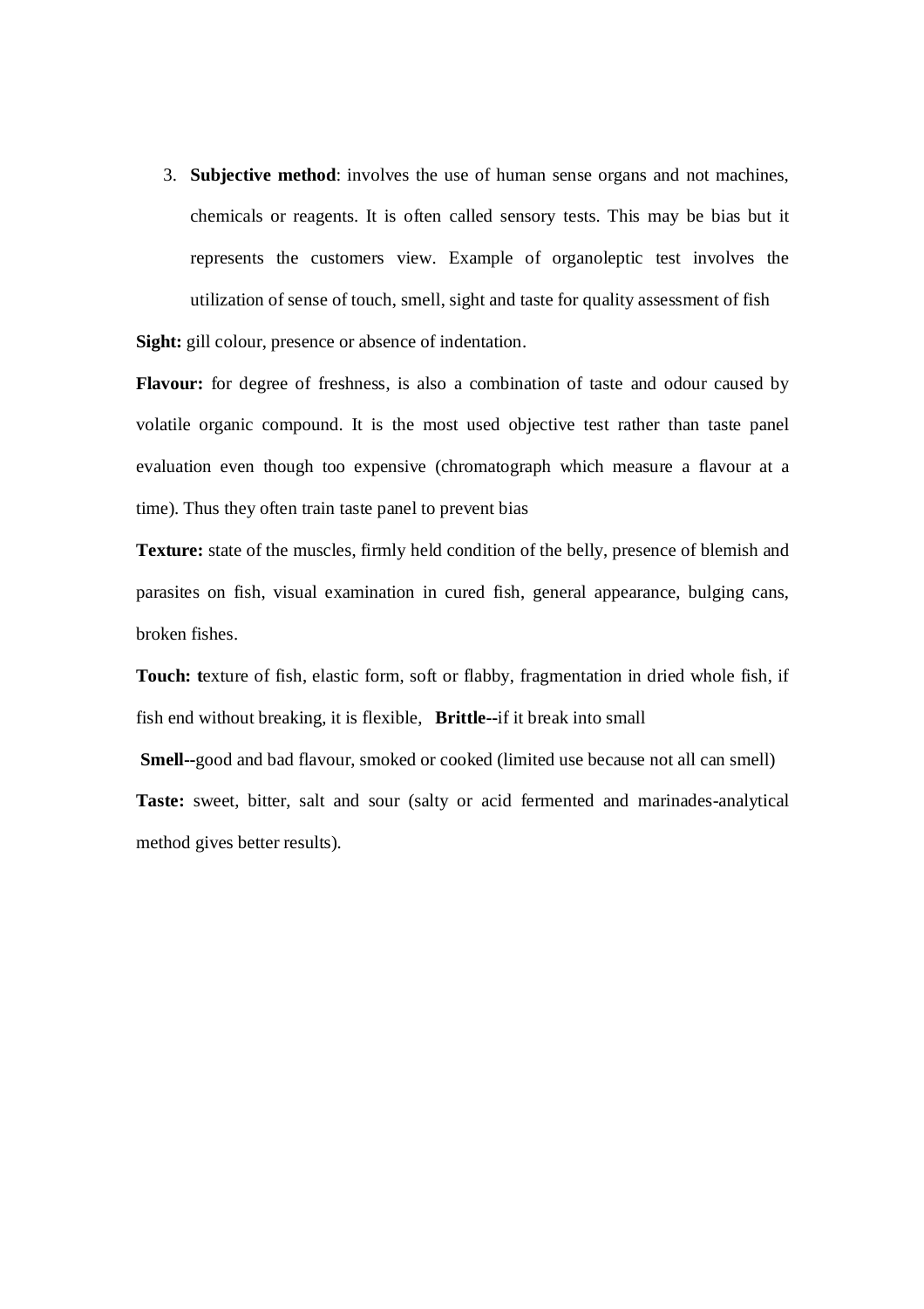3. **Subjective method**: involves the use of human sense organs and not machines, chemicals or reagents. It is often called sensory tests. This may be bias but it represents the customers view. Example of organoleptic test involves the utilization of sense of touch, smell, sight and taste for quality assessment of fish

**Sight:** gill colour, presence or absence of indentation.

**Flavour:** for degree of freshness, is also a combination of taste and odour caused by volatile organic compound. It is the most used objective test rather than taste panel evaluation even though too expensive (chromatograph which measure a flavour at a time). Thus they often train taste panel to prevent bias

**Texture:** state of the muscles, firmly held condition of the belly, presence of blemish and parasites on fish, visual examination in cured fish, general appearance, bulging cans, broken fishes.

**Touch: t**exture of fish, elastic form, soft or flabby, fragmentation in dried whole fish, if fish end without breaking, it is flexible, **Brittle--**if it break into small

**Smell--**good and bad flavour, smoked or cooked (limited use because not all can smell)

**Taste:** sweet, bitter, salt and sour (salty or acid fermented and marinades-analytical method gives better results).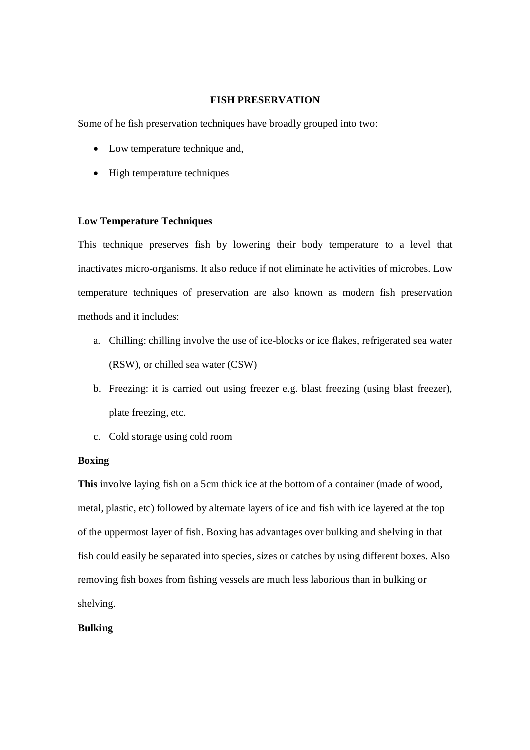## FISH PRESERVATION

Some of he fish preservation techniques have broadly grouped into two:

- Low temperature technique and,
- High temperature techniques

### Low Temperature Techniques

This technique preserves fish by lowering their body temperature to a level that inactivates micro-organisms. It also reduce if not eliminate he activities of microbes. Low temperature techniques of preservation are also known as modern fish preservation methods and it includes:

a. Chilling: chilling involve the use of ice-blocks or ice flakes, refrigerated sea water (RSW), or chilled sea water (CSW)
b. Freezing: it is carried out using freezer e.g. blast freezing (using blast freezer), plate freezing, etc.
c. Cold storage using cold room

### Boxing

**This** involve laying fish on a 5cm thick ice at the bottom of a container (made of wood, metal, plastic, etc) followed by alternate layers of ice and fish with ice layered at the top of the uppermost layer of fish. Boxing has advantages over bulking and shelving in that fish could easily be separated into species, sizes or catches by using different boxes. Also removing fish boxes from fishing vessels are much less laborious than in bulking or shelving.

### Bulking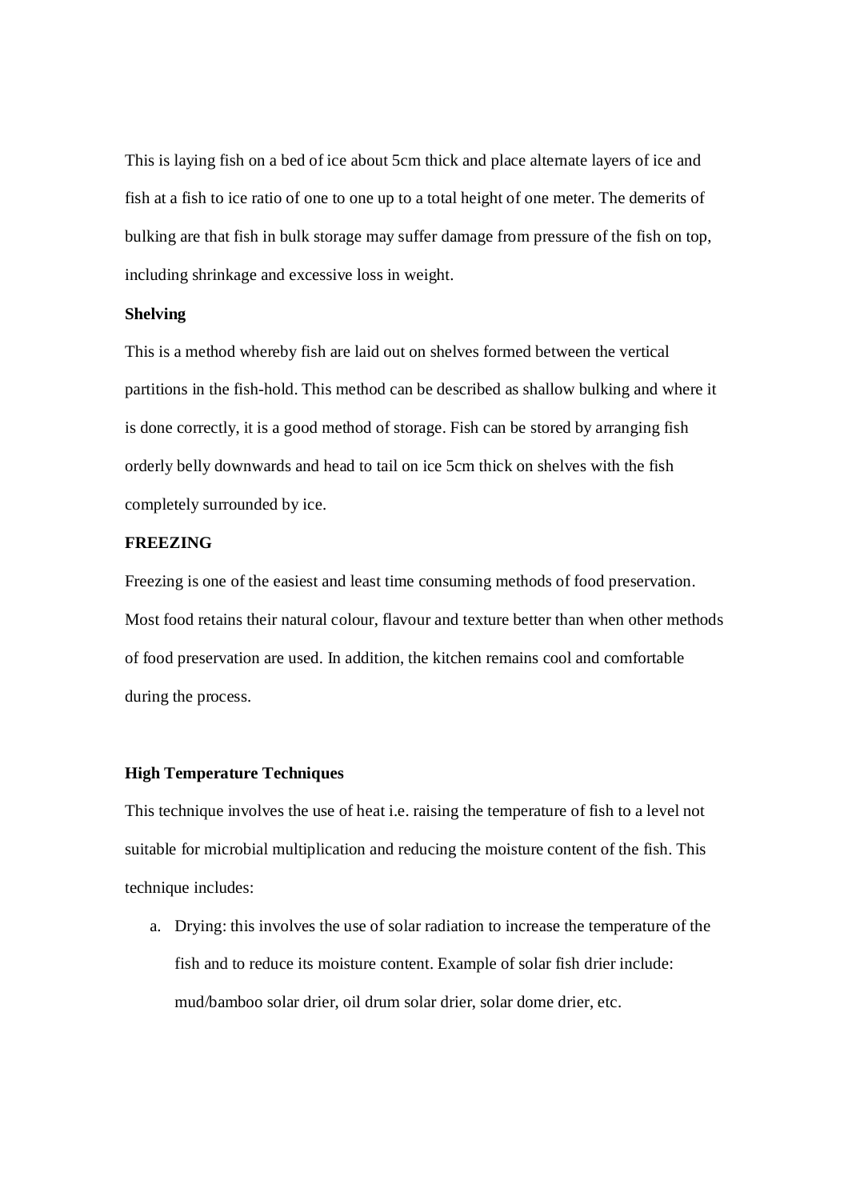This is laying fish on a bed of ice about 5cm thick and place alternate layers of ice and fish at a fish to ice ratio of one to one up to a total height of one meter. The demerits of bulking are that fish in bulk storage may suffer damage from pressure of the fish on top, including shrinkage and excessive loss in weight.

**Shelving**

This is a method whereby fish are laid out on shelves formed between the vertical partitions in the fish-hold. This method can be described as shallow bulking and where it is done correctly, it is a good method of storage. Fish can be stored by arranging fish orderly belly downwards and head to tail on ice 5cm thick on shelves with the fish completely surrounded by ice.

**FREEZING**

Freezing is one of the easiest and least time consuming methods of food preservation. Most food retains their natural colour, flavour and texture better than when other methods of food preservation are used. In addition, the kitchen remains cool and comfortable during the process.

**High Temperature Techniques**

This technique involves the use of heat i.e. raising the temperature of fish to a level not suitable for microbial multiplication and reducing the moisture content of the fish. This technique includes:

a. Drying: this involves the use of solar radiation to increase the temperature of the fish and to reduce its moisture content. Example of solar fish drier include: mud/bamboo solar drier, oil drum solar drier, solar dome drier, etc.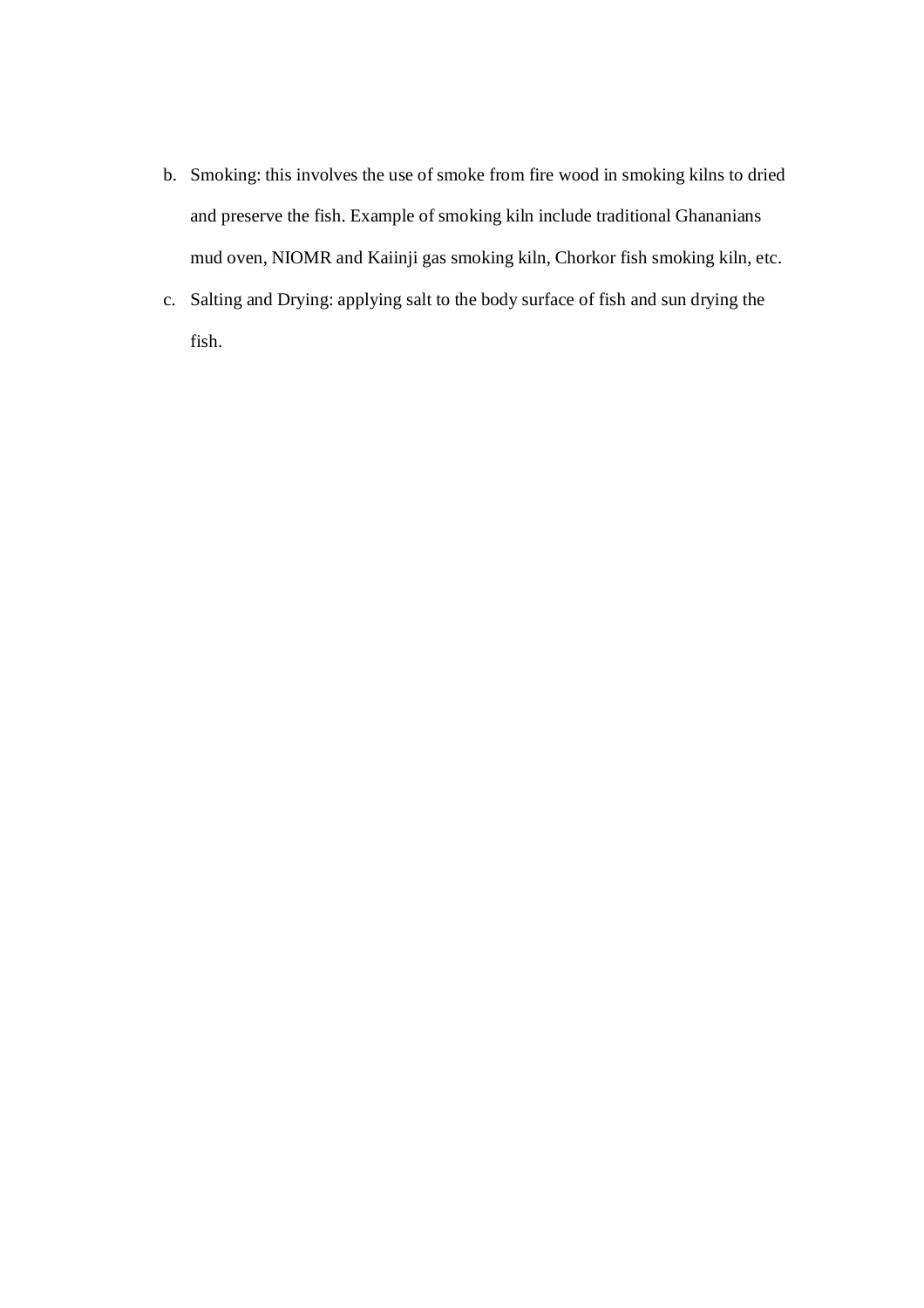b. Smoking: this involves the use of smoke from fire wood in smoking kilns to dried and preserve the fish. Example of smoking kiln include traditional Ghananians mud oven, NIOMR and Kaiinji gas smoking kiln, Chorkor fish smoking kiln, etc.
c. Salting and Drying: applying salt to the body surface of fish and sun drying the fish.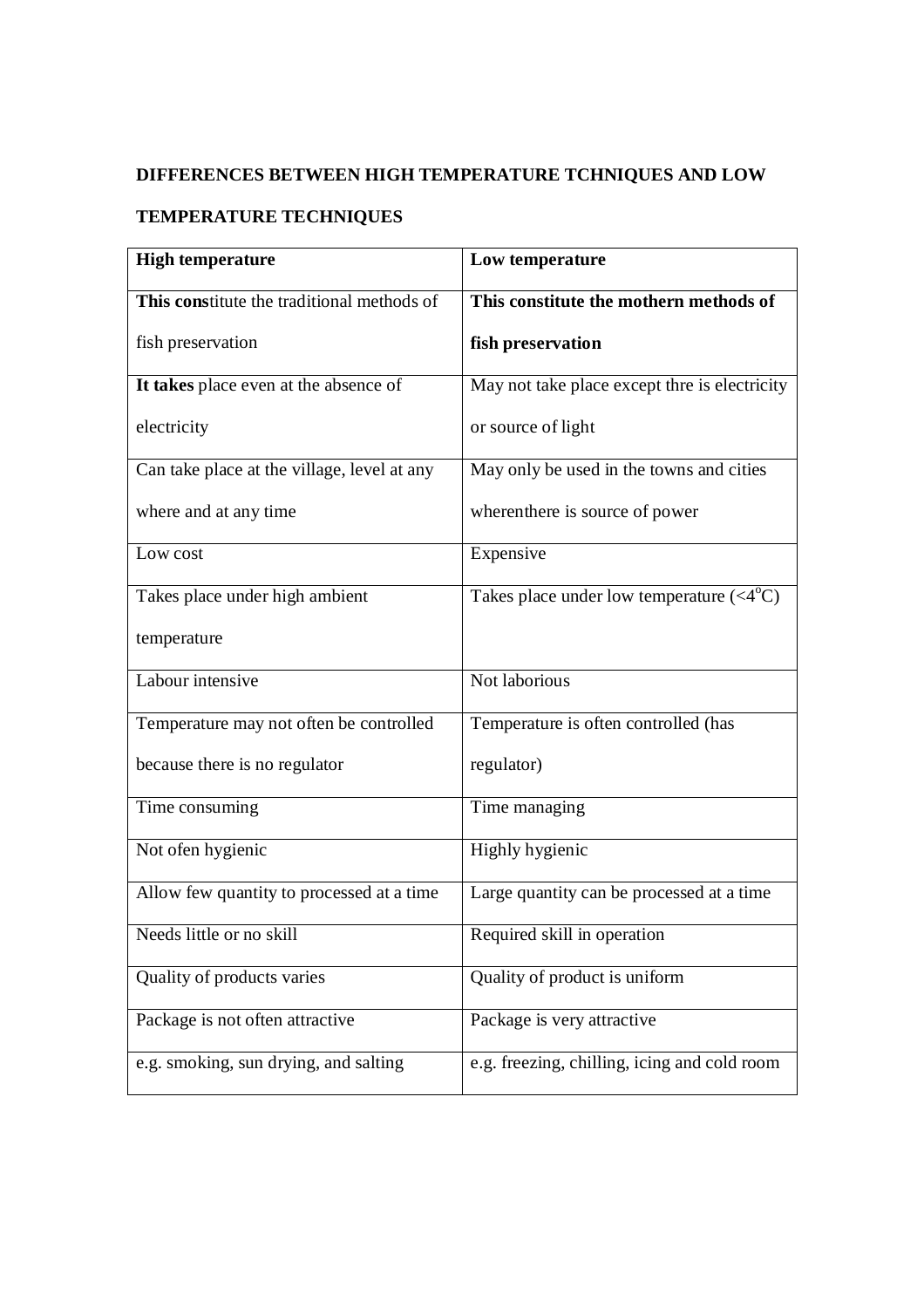**DIFFERENCES BETWEEN HIGH TEMPERATURE TCHNIQUES AND LOW TEMPERATURE TECHNIQUES**

| **High temperature** | **Low temperature** |
|---|---|
| **This cons**titute the traditional methods of fish preservation | **This constitute the mothern methods of fish preservation** |
| **It takes** place even at the absence of electricity | May not take place except thre is electricity or source of light |
| Can take place at the village, level at any where and at any time | May only be used in the towns and cities wherenthere is source of power |
| Low cost | Expensive |
| Takes place under high ambient temperature | Takes place under low temperature (<4°C) |
| Labour intensive | Not laborious |
| Temperature may not often be controlled because there is no regulator | Temperature is often controlled (has regulator) |
| Time consuming | Time managing |
| Not ofen hygienic | Highly hygienic |
| Allow few quantity to processed at a time | Large quantity can be processed at a time |
| Needs little or no skill | Required skill in operation |
| Quality of products varies | Quality of product is uniform |
| Package is not often attractive | Package is very attractive |
| e.g. smoking, sun drying, and salting | e.g. freezing, chilling, icing and cold room |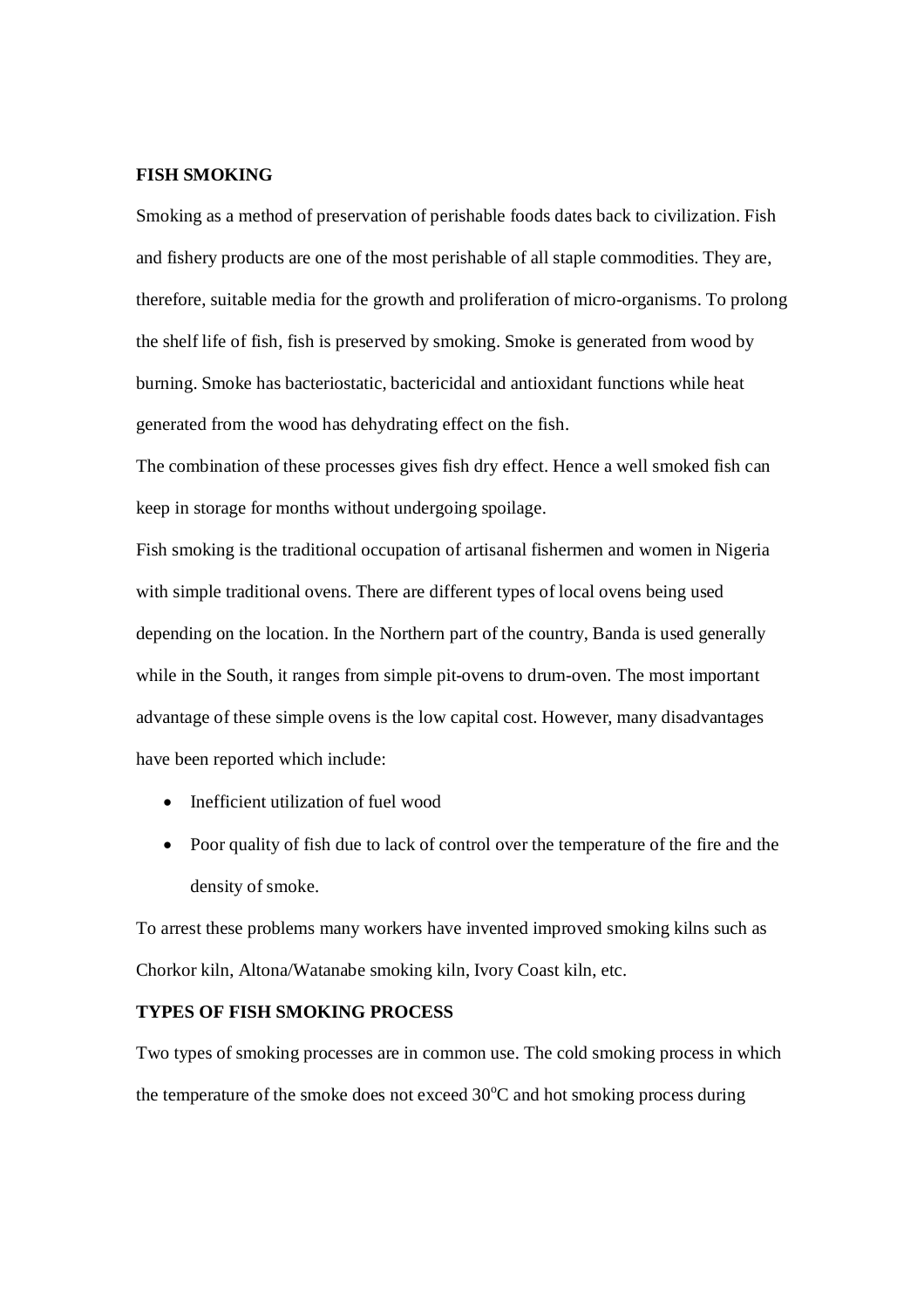## FISH SMOKING

Smoking as a method of preservation of perishable foods dates back to civilization. Fish and fishery products are one of the most perishable of all staple commodities. They are, therefore, suitable media for the growth and proliferation of micro-organisms. To prolong the shelf life of fish, fish is preserved by smoking. Smoke is generated from wood by burning. Smoke has bacteriostatic, bactericidal and antioxidant functions while heat generated from the wood has dehydrating effect on the fish.

The combination of these processes gives fish dry effect. Hence a well smoked fish can keep in storage for months without undergoing spoilage.

Fish smoking is the traditional occupation of artisanal fishermen and women in Nigeria with simple traditional ovens. There are different types of local ovens being used depending on the location. In the Northern part of the country, Banda is used generally while in the South, it ranges from simple pit-ovens to drum-oven. The most important advantage of these simple ovens is the low capital cost. However, many disadvantages have been reported which include:

- Inefficient utilization of fuel wood
- Poor quality of fish due to lack of control over the temperature of the fire and the density of smoke.

To arrest these problems many workers have invented improved smoking kilns such as Chorkor kiln, Altona/Watanabe smoking kiln, Ivory Coast kiln, etc.

## TYPES OF FISH SMOKING PROCESS

Two types of smoking processes are in common use. The cold smoking process in which the temperature of the smoke does not exceed $30^{o}C$ and hot smoking process during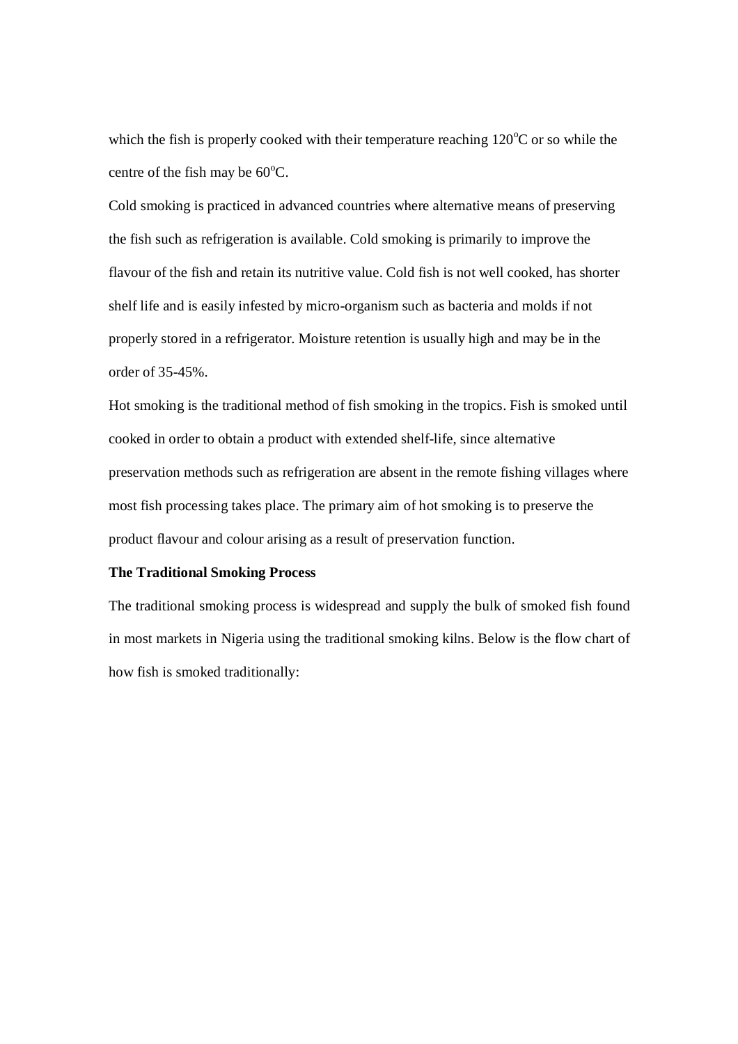which the fish is properly cooked with their temperature reaching 120$^{o}$C or so while the centre of the fish may be 60$^{o}$C.

Cold smoking is practiced in advanced countries where alternative means of preserving the fish such as refrigeration is available. Cold smoking is primarily to improve the flavour of the fish and retain its nutritive value. Cold fish is not well cooked, has shorter shelf life and is easily infested by micro-organism such as bacteria and molds if not properly stored in a refrigerator. Moisture retention is usually high and may be in the order of 35-45%.

Hot smoking is the traditional method of fish smoking in the tropics. Fish is smoked until cooked in order to obtain a product with extended shelf-life, since alternative preservation methods such as refrigeration are absent in the remote fishing villages where most fish processing takes place. The primary aim of hot smoking is to preserve the product flavour and colour arising as a result of preservation function.

**The Traditional Smoking Process**

The traditional smoking process is widespread and supply the bulk of smoked fish found in most markets in Nigeria using the traditional smoking kilns. Below is the flow chart of how fish is smoked traditionally: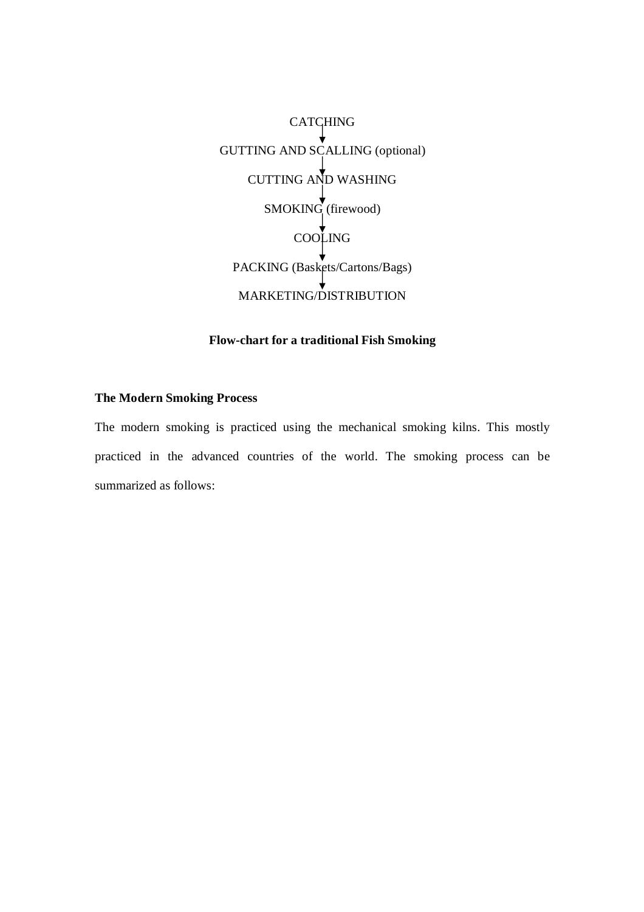CATCHING
↓
GUTTING AND SCALLING (optional)
↓
CUTTING AND WASHING
↓
SMOKING (firewood)
↓
COOLING
↓
PACKING (Baskets/Cartons/Bags)
↓
MARKETING/DISTRIBUTION

**Flow-chart for a traditional Fish Smoking**

**The Modern Smoking Process**

The modern smoking is practiced using the mechanical smoking kilns. This mostly practiced in the advanced countries of the world. The smoking process can be summarized as follows: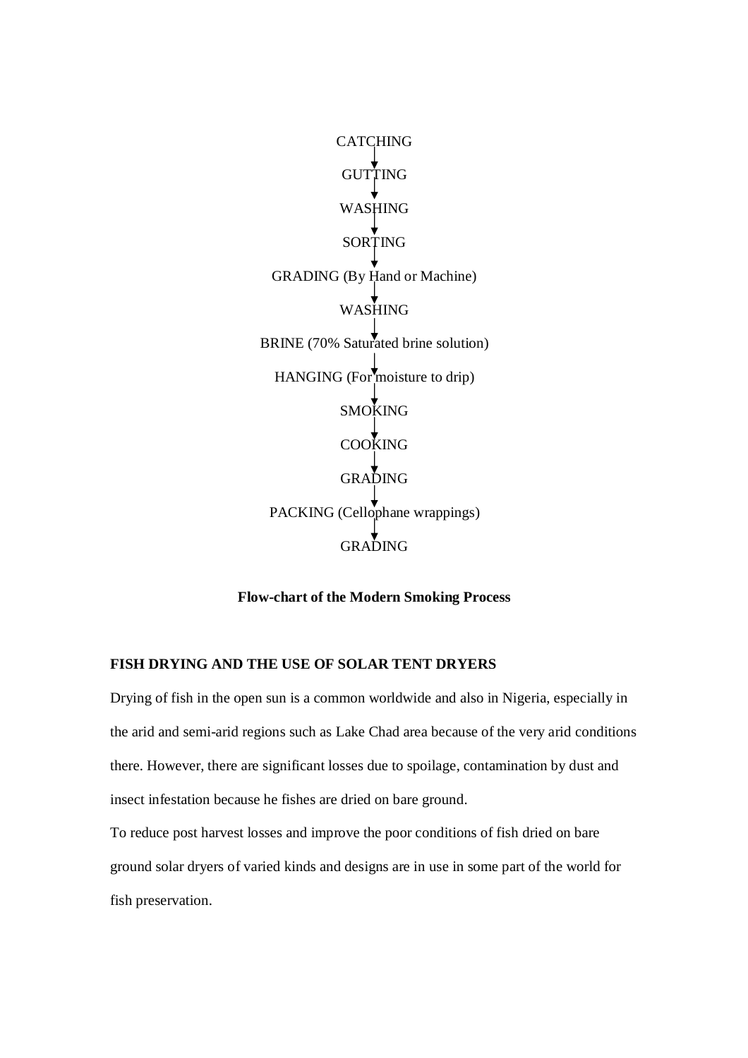CATCHING
↓
GUTTING
↓
WASHING
↓
SORTING
↓
GRADING (By Hand or Machine)
↓
WASHING
↓
BRINE (70% Saturated brine solution)
↓
HANGING (For moisture to drip)
↓
SMOKING
↓
COOKING
↓
GRADING
↓
PACKING (Cellophane wrappings)
↓
GRADING

**Flow-chart of the Modern Smoking Process**

**FISH DRYING AND THE USE OF SOLAR TENT DRYERS**

Drying of fish in the open sun is a common worldwide and also in Nigeria, especially in the arid and semi-arid regions such as Lake Chad area because of the very arid conditions there. However, there are significant losses due to spoilage, contamination by dust and insect infestation because he fishes are dried on bare ground.

To reduce post harvest losses and improve the poor conditions of fish dried on bare ground solar dryers of varied kinds and designs are in use in some part of the world for fish preservation.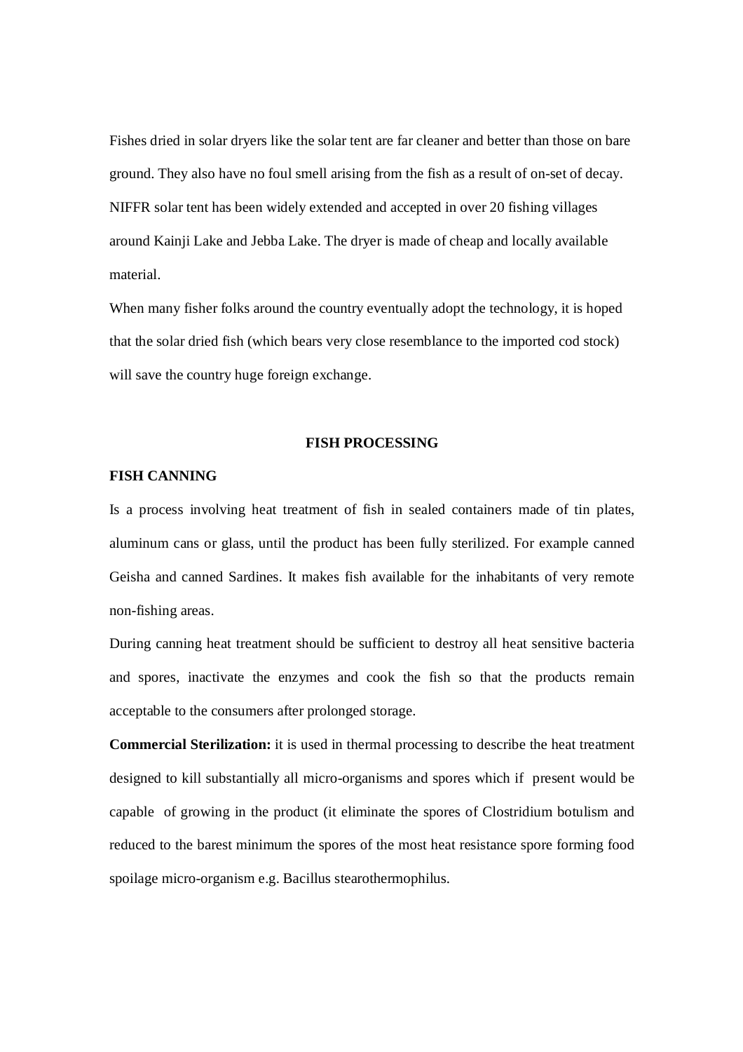Fishes dried in solar dryers like the solar tent are far cleaner and better than those on bare ground. They also have no foul smell arising from the fish as a result of on-set of decay. NIFFR solar tent has been widely extended and accepted in over 20 fishing villages around Kainji Lake and Jebba Lake. The dryer is made of cheap and locally available material.

When many fisher folks around the country eventually adopt the technology, it is hoped that the solar dried fish (which bears very close resemblance to the imported cod stock) will save the country huge foreign exchange.

## FISH PROCESSING

### FISH CANNING

Is a process involving heat treatment of fish in sealed containers made of tin plates, aluminum cans or glass, until the product has been fully sterilized. For example canned Geisha and canned Sardines. It makes fish available for the inhabitants of very remote non-fishing areas.

During canning heat treatment should be sufficient to destroy all heat sensitive bacteria and spores, inactivate the enzymes and cook the fish so that the products remain acceptable to the consumers after prolonged storage.

**Commercial Sterilization:** it is used in thermal processing to describe the heat treatment designed to kill substantially all micro-organisms and spores which if present would be capable of growing in the product (it eliminate the spores of Clostridium botulism and reduced to the barest minimum the spores of the most heat resistance spore forming food spoilage micro-organism e.g. Bacillus stearothermophilus.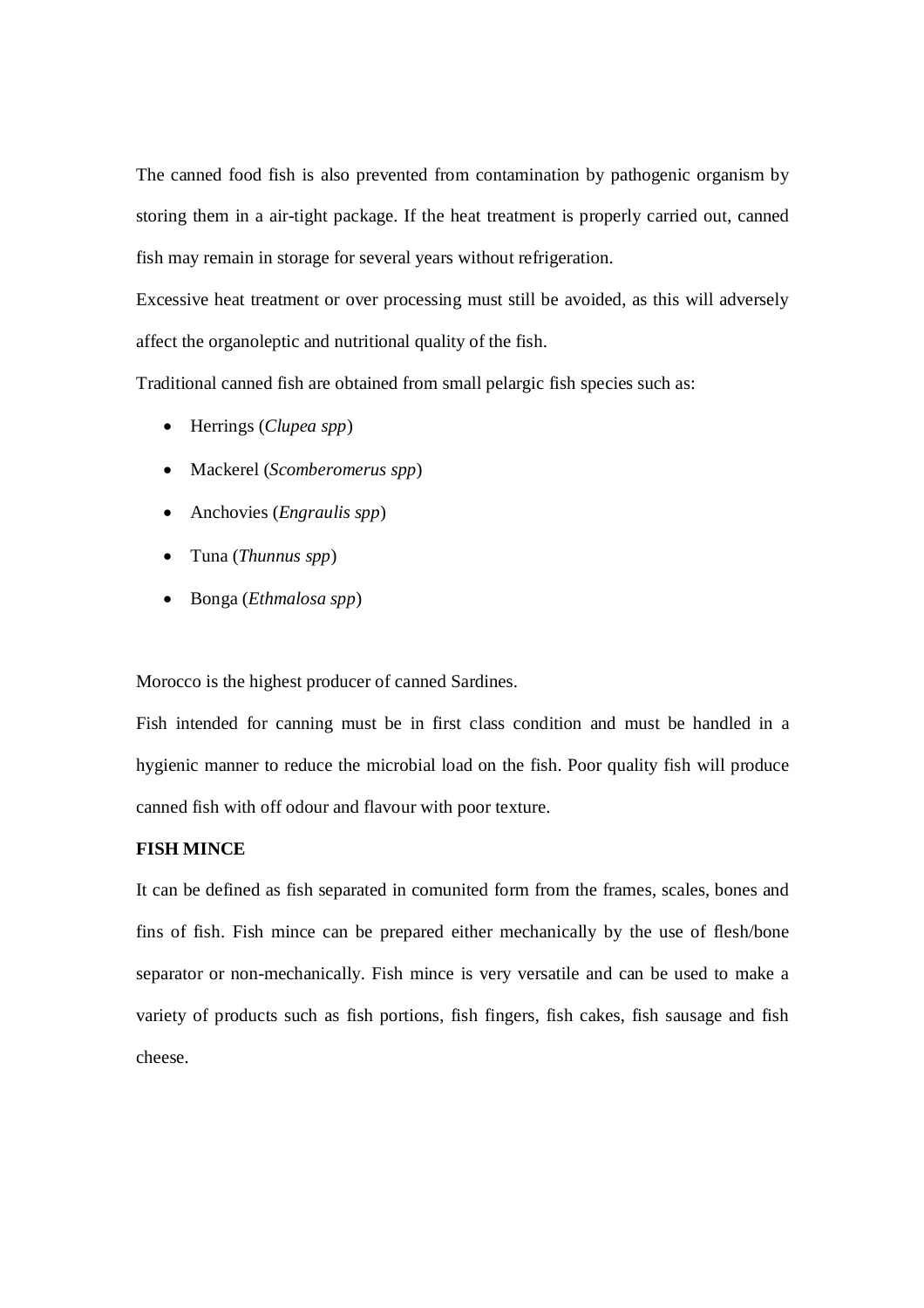The canned food fish is also prevented from contamination by pathogenic organism by storing them in a air-tight package. If the heat treatment is properly carried out, canned fish may remain in storage for several years without refrigeration.

Excessive heat treatment or over processing must still be avoided, as this will adversely affect the organoleptic and nutritional quality of the fish.

Traditional canned fish are obtained from small pelargic fish species such as:

- Herrings (*Clupea spp*)
- Mackerel (*Scomberomerus spp*)
- Anchovies (*Engraulis spp*)
- Tuna (*Thunnus spp*)
- Bonga (*Ethmalosa spp*)

Morocco is the highest producer of canned Sardines.

Fish intended for canning must be in first class condition and must be handled in a hygienic manner to reduce the microbial load on the fish. Poor quality fish will produce canned fish with off odour and flavour with poor texture.

**FISH MINCE**

It can be defined as fish separated in comunited form from the frames, scales, bones and fins of fish. Fish mince can be prepared either mechanically by the use of flesh/bone separator or non-mechanically. Fish mince is very versatile and can be used to make a variety of products such as fish portions, fish fingers, fish cakes, fish sausage and fish cheese.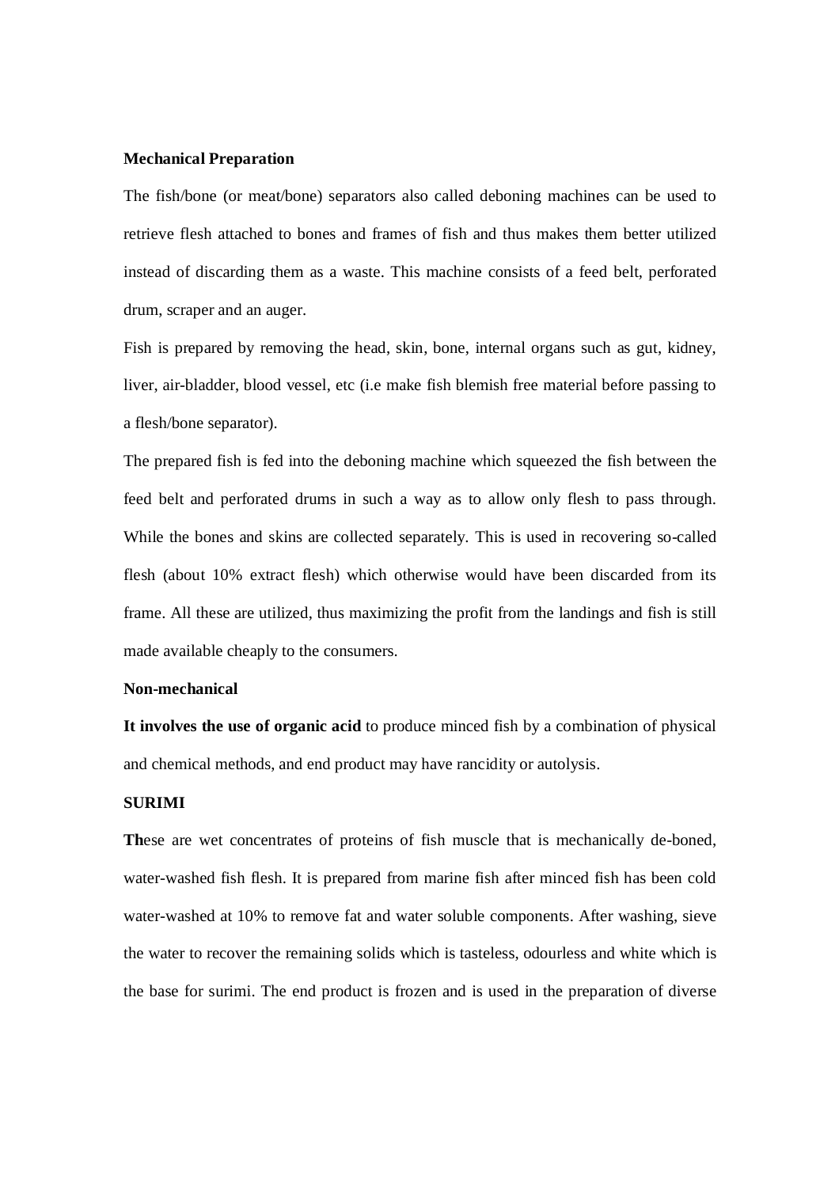**Mechanical Preparation**

The fish/bone (or meat/bone) separators also called deboning machines can be used to retrieve flesh attached to bones and frames of fish and thus makes them better utilized instead of discarding them as a waste. This machine consists of a feed belt, perforated drum, scraper and an auger.

Fish is prepared by removing the head, skin, bone, internal organs such as gut, kidney, liver, air-bladder, blood vessel, etc (i.e make fish blemish free material before passing to a flesh/bone separator).

The prepared fish is fed into the deboning machine which squeezed the fish between the feed belt and perforated drums in such a way as to allow only flesh to pass through. While the bones and skins are collected separately. This is used in recovering so-called flesh (about 10% extract flesh) which otherwise would have been discarded from its frame. All these are utilized, thus maximizing the profit from the landings and fish is still made available cheaply to the consumers.

**Non-mechanical**

**It involves the use of organic acid** to produce minced fish by a combination of physical and chemical methods, and end product may have rancidity or autolysis.

**SURIMI**

**Th**ese are wet concentrates of proteins of fish muscle that is mechanically de-boned, water-washed fish flesh. It is prepared from marine fish after minced fish has been cold water-washed at 10% to remove fat and water soluble components. After washing, sieve the water to recover the remaining solids which is tasteless, odourless and white which is the base for surimi. The end product is frozen and is used in the preparation of diverse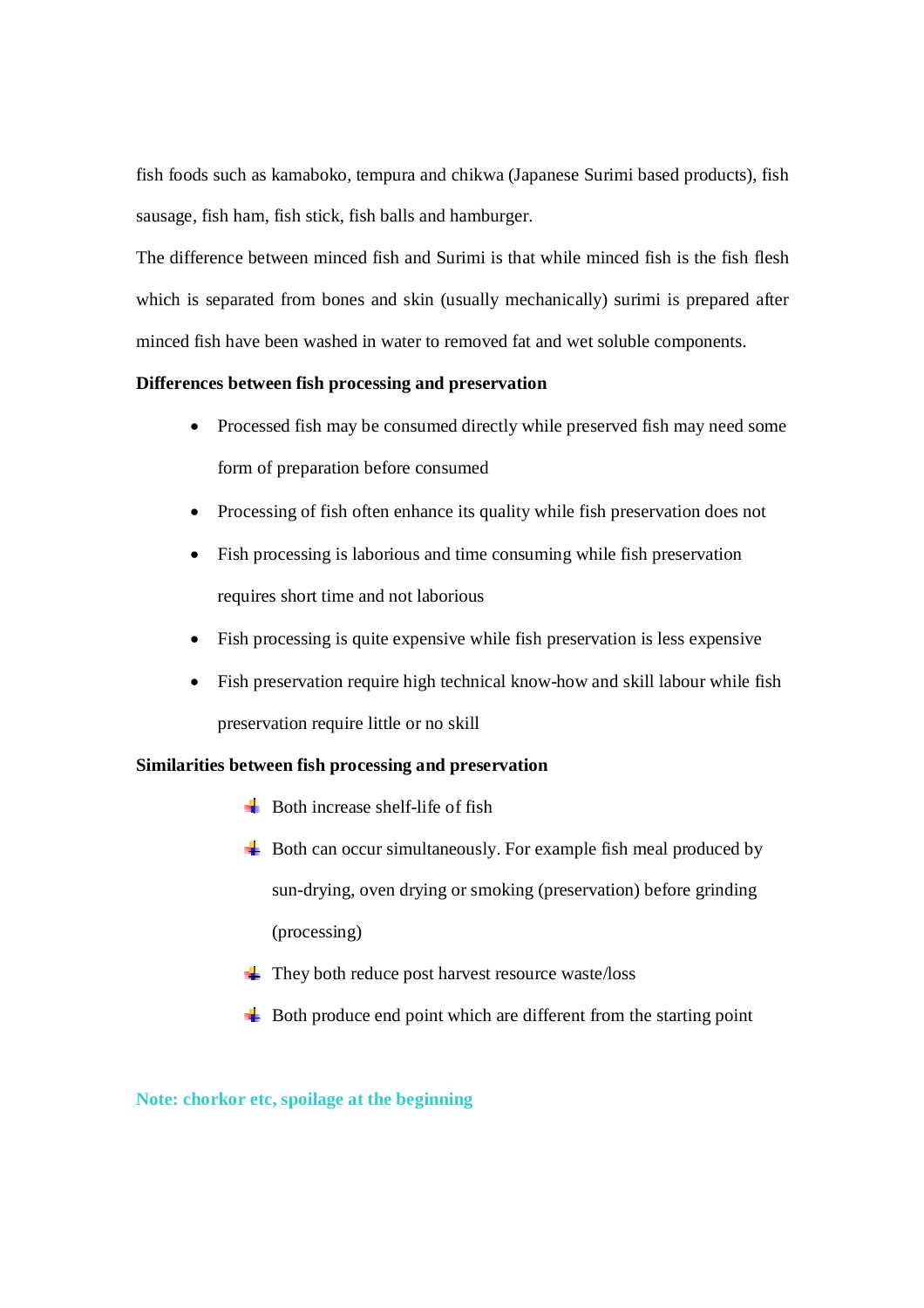fish foods such as kamaboko, tempura and chikwa (Japanese Surimi based products), fish sausage, fish ham, fish stick, fish balls and hamburger.

The difference between minced fish and Surimi is that while minced fish is the fish flesh which is separated from bones and skin (usually mechanically) surimi is prepared after minced fish have been washed in water to removed fat and wet soluble components.

**Differences between fish processing and preservation**

- Processed fish may be consumed directly while preserved fish may need some form of preparation before consumed
- Processing of fish often enhance its quality while fish preservation does not
- Fish processing is laborious and time consuming while fish preservation requires short time and not laborious
- Fish processing is quite expensive while fish preservation is less expensive
- Fish preservation require high technical know-how and skill labour while fish preservation require little or no skill

**Similarities between fish processing and preservation**

- Both increase shelf-life of fish
- Both can occur simultaneously. For example fish meal produced by sun-drying, oven drying or smoking (preservation) before grinding (processing)
- They both reduce post harvest resource waste/loss
- Both produce end point which are different from the starting point

**Note: chorkor etc, spoilage at the beginning**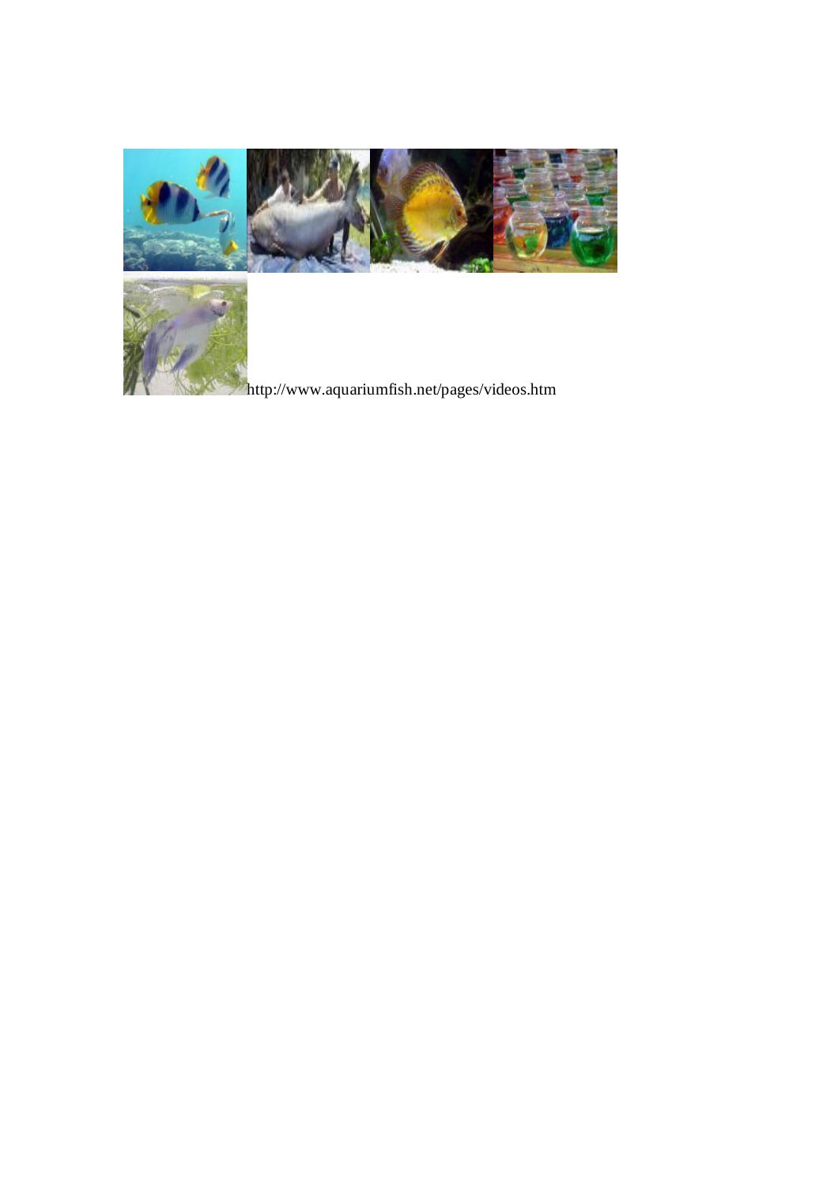http://www.aquariumfish.net/pages/videos.htm